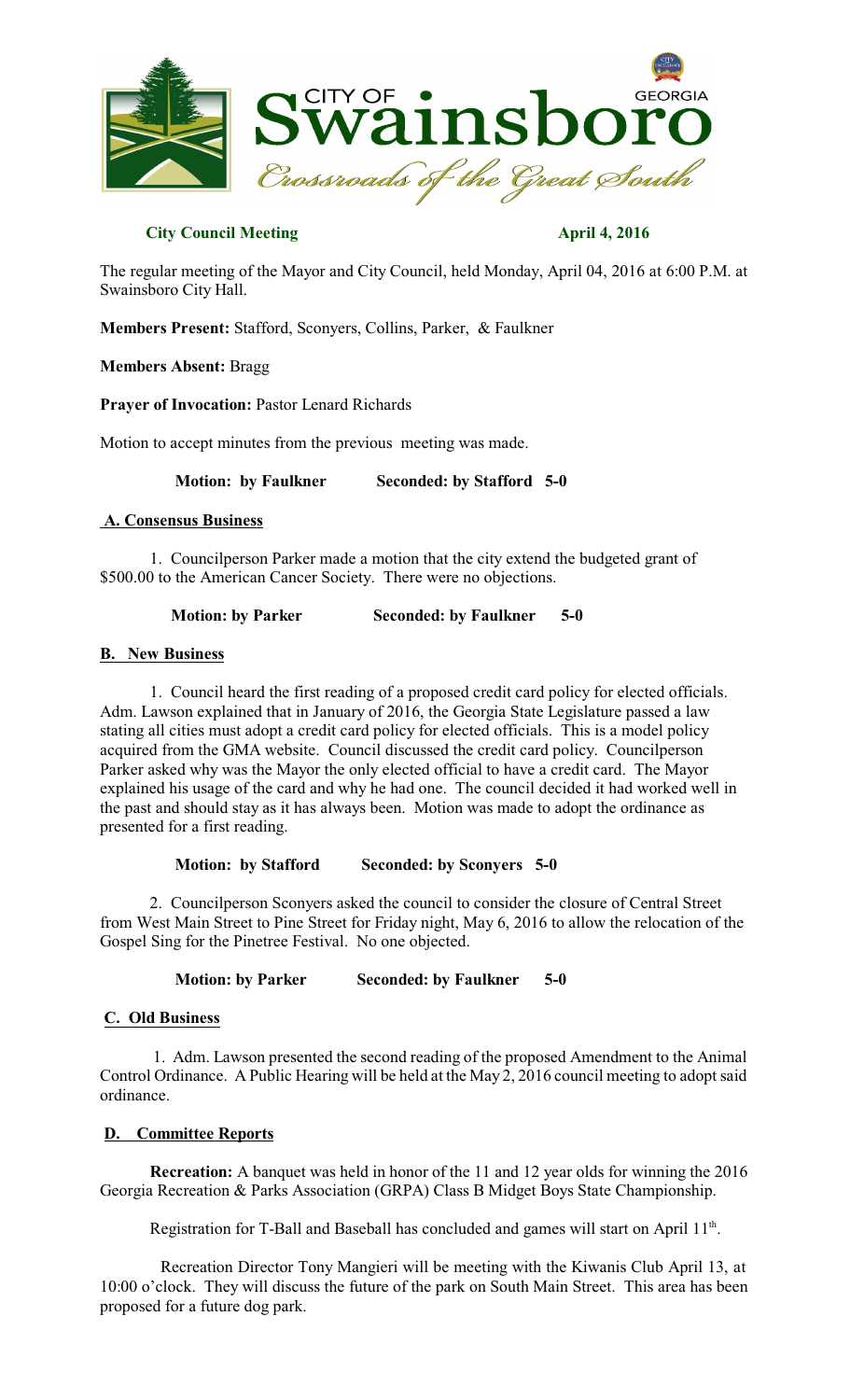# City of Swainsboro, Georgia

*Crossroads of the Great South*

**City Council Meeting** **April 4, 2016**

The regular meeting of the Mayor and City Council, held Monday, April 04, 2016 at 6:00 P.M. at Swainsboro City Hall.

**Members Present:** Stafford, Sconyers, Collins, Parker, & Faulkner

**Members Absent:** Bragg

**Prayer of Invocation:** Pastor Lenard Richards

Motion to accept minutes from the previous meeting was made.

**Motion: by Faulkner Seconded: by Stafford 5-0**

## A. Consensus Business

1. Councilperson Parker made a motion that the city extend the budgeted grant of $500.00 to the American Cancer Society. There were no objections.

**Motion: by Parker Seconded: by Faulkner 5-0**

## B. New Business

1. Council heard the first reading of a proposed credit card policy for elected officials. Adm. Lawson explained that in January of 2016, the Georgia State Legislature passed a law stating all cities must adopt a credit card policy for elected officials. This is a model policy acquired from the GMA website. Council discussed the credit card policy. Councilperson Parker asked why was the Mayor the only elected official to have a credit card. The Mayor explained his usage of the card and why he had one. The council decided it had worked well in the past and should stay as it has always been. Motion was made to adopt the ordinance as presented for a first reading.

**Motion: by Stafford Seconded: by Sconyers 5-0**

2. Councilperson Sconyers asked the council to consider the closure of Central Street from West Main Street to Pine Street for Friday night, May 6, 2016 to allow the relocation of the Gospel Sing for the Pinetree Festival. No one objected.

**Motion: by Parker Seconded: by Faulkner 5-0**

## C. Old Business

1. Adm. Lawson presented the second reading of the proposed Amendment to the Animal Control Ordinance. A Public Hearing will be held at the May 2, 2016 council meeting to adopt said ordinance.

## D. Committee Reports

**Recreation:** A banquet was held in honor of the 11 and 12 year olds for winning the 2016 Georgia Recreation & Parks Association (GRPA) Class B Midget Boys State Championship.

Registration for T-Ball and Baseball has concluded and games will start on April 11th.

Recreation Director Tony Mangieri will be meeting with the Kiwanis Club April 13, at 10:00 o'clock. They will discuss the future of the park on South Main Street. This area has been proposed for a future dog park.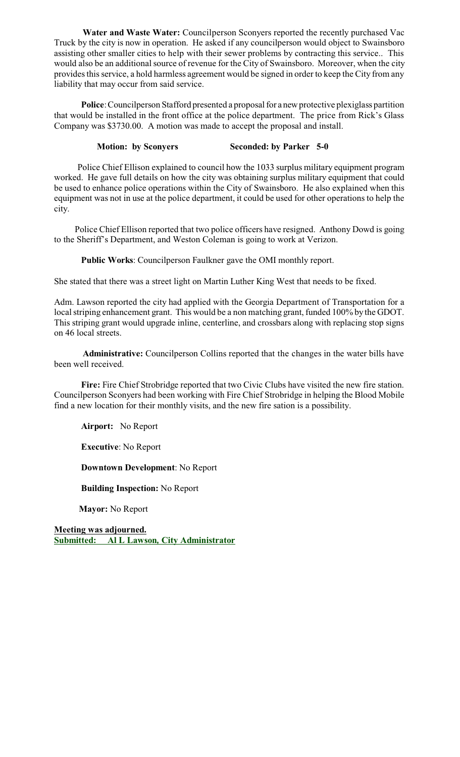**Water and Waste Water:** Councilperson Sconyers reported the recently purchased Vac Truck by the city is now in operation. He asked if any councilperson would object to Swainsboro assisting other smaller cities to help with their sewer problems by contracting this service.. This would also be an additional source of revenue for the City of Swainsboro. Moreover, when the city provides this service, a hold harmless agreement would be signed in order to keep the City from any liability that may occur from said service.

**Police**: Councilperson Stafford presented a proposal for a new protective plexiglass partition that would be installed in the front office at the police department. The price from Rick's Glass Company was $3730.00. A motion was made to accept the proposal and install.

**Motion: by Sconyers Seconded: by Parker 5-0**

Police Chief Ellison explained to council how the 1033 surplus military equipment program worked. He gave full details on how the city was obtaining surplus military equipment that could be used to enhance police operations within the City of Swainsboro. He also explained when this equipment was not in use at the police department, it could be used for other operations to help the city.

Police Chief Ellison reported that two police officers have resigned. Anthony Dowd is going to the Sheriff's Department, and Weston Coleman is going to work at Verizon.

**Public Works**: Councilperson Faulkner gave the OMI monthly report.

She stated that there was a street light on Martin Luther King West that needs to be fixed.

Adm. Lawson reported the city had applied with the Georgia Department of Transportation for a local striping enhancement grant. This would be a non matching grant, funded 100% by the GDOT. This striping grant would upgrade inline, centerline, and crossbars along with replacing stop signs on 46 local streets.

**Administrative:** Councilperson Collins reported that the changes in the water bills have been well received.

**Fire:** Fire Chief Strobridge reported that two Civic Clubs have visited the new fire station. Councilperson Sconyers had been working with Fire Chief Strobridge in helping the Blood Mobile find a new location for their monthly visits, and the new fire sation is a possibility.

**Airport:** No Report

**Executive**: No Report

**Downtown Development**: No Report

**Building Inspection:** No Report

**Mayor:** No Report

**Meeting was adjourned.**
**Submitted: Al L Lawson, City Administrator**